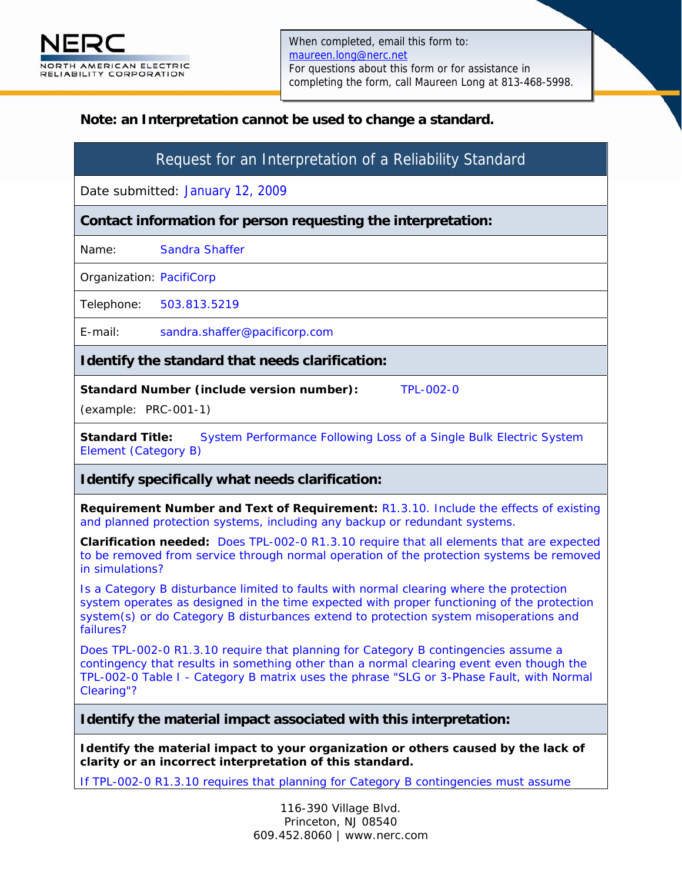NERC
NORTH AMERICAN ELECTRIC RELIABILITY CORPORATION

When completed, email this form to:
maureen.long@nerc.net
For questions about this form or for assistance in completing the form, call Maureen Long at 813-468-5998.

**Note: an Interpretation cannot be used to change a standard.**

## Request for an Interpretation of a Reliability Standard

Date submitted: January 12, 2009

### Contact information for person requesting the interpretation:

Name: Sandra Shaffer

Organization: PacifiCorp

Telephone: 503.813.5219

E-mail: sandra.shaffer@pacificorp.com

### Identify the standard that needs clarification:

**Standard Number (include version number):** TPL-002-0

(example: PRC-001-1)

**Standard Title:** System Performance Following Loss of a Single Bulk Electric System Element (Category B)

### Identify specifically what needs clarification:

**Requirement Number and Text of Requirement:** R1.3.10. Include the effects of existing and planned protection systems, including any backup or redundant systems.

**Clarification needed:** Does TPL-002-0 R1.3.10 require that all elements that are expected to be removed from service through normal operation of the protection systems be removed in simulations?

Is a Category B disturbance limited to faults with normal clearing where the protection system operates as designed in the time expected with proper functioning of the protection system(s) or do Category B disturbances extend to protection system misoperations and failures?

Does TPL-002-0 R1.3.10 require that planning for Category B contingencies assume a contingency that results in something other than a normal clearing event even though the TPL-002-0 Table I - Category B matrix uses the phrase "SLG or 3-Phase Fault, with Normal Clearing"?

### Identify the material impact associated with this interpretation:

**Identify the material impact to your organization or others caused by the lack of clarity or an incorrect interpretation of this standard.**

If TPL-002-0 R1.3.10 requires that planning for Category B contingencies must assume

116-390 Village Blvd.
Princeton, NJ 08540
609.452.8060 | www.nerc.com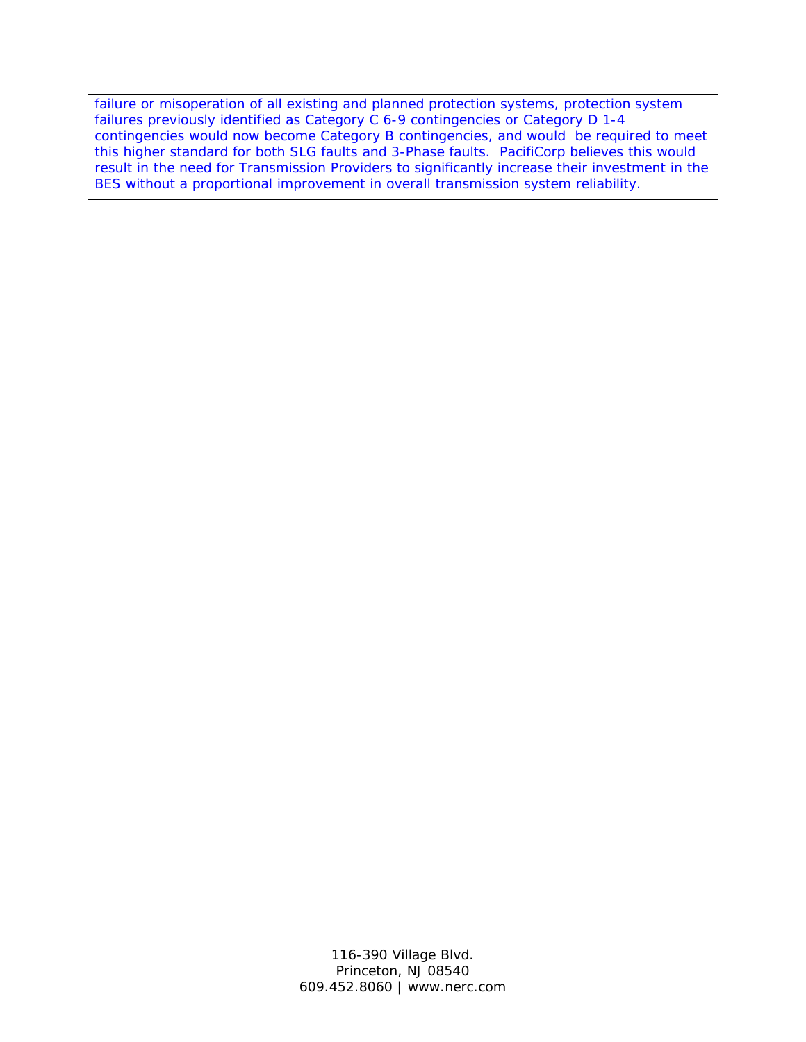failure or misoperation of all existing and planned protection systems, protection system failures previously identified as Category C 6-9 contingencies or Category D 1-4 contingencies would now become Category B contingencies, and would be required to meet this higher standard for both SLG faults and 3-Phase faults. PacifiCorp believes this would result in the need for Transmission Providers to significantly increase their investment in the BES without a proportional improvement in overall transmission system reliability.